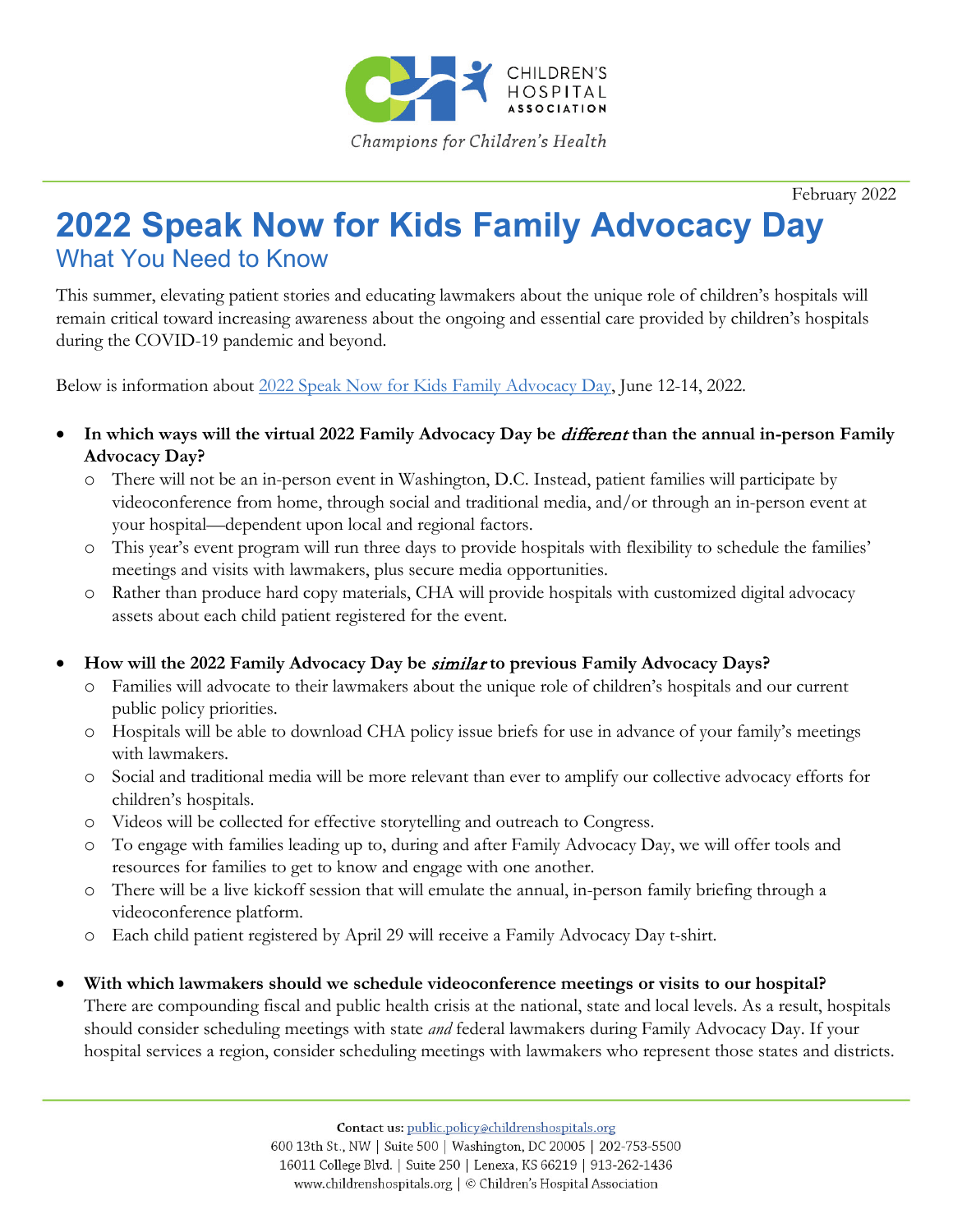February 2022

# 2022 Speak Now for Kids Family Advocacy Day

## What You Need to Know

This summer, elevating patient stories and educating lawmakers about the unique role of children's hospitals will remain critical toward increasing awareness about the ongoing and essential care provided by children's hospitals during the COVID-19 pandemic and beyond.

Below is information about [2022 Speak Now for Kids Family Advocacy Day](), June 12-14, 2022.

- **In which ways will the virtual 2022 Family Advocacy Day be *different* than the annual in-person Family Advocacy Day?**
  - There will not be an in-person event in Washington, D.C. Instead, patient families will participate by videoconference from home, through social and traditional media, and/or through an in-person event at your hospital—dependent upon local and regional factors.
  - This year's event program will run three days to provide hospitals with flexibility to schedule the families' meetings and visits with lawmakers, plus secure media opportunities.
  - Rather than produce hard copy materials, CHA will provide hospitals with customized digital advocacy assets about each child patient registered for the event.

- **How will the 2022 Family Advocacy Day be *similar* to previous Family Advocacy Days?**
  - Families will advocate to their lawmakers about the unique role of children's hospitals and our current public policy priorities.
  - Hospitals will be able to download CHA policy issue briefs for use in advance of your family's meetings with lawmakers.
  - Social and traditional media will be more relevant than ever to amplify our collective advocacy efforts for children's hospitals.
  - Videos will be collected for effective storytelling and outreach to Congress.
  - To engage with families leading up to, during and after Family Advocacy Day, we will offer tools and resources for families to get to know and engage with one another.
  - There will be a live kickoff session that will emulate the annual, in-person family briefing through a videoconference platform.
  - Each child patient registered by April 29 will receive a Family Advocacy Day t-shirt.

- **With which lawmakers should we schedule videoconference meetings or visits to our hospital?**
  There are compounding fiscal and public health crisis at the national, state and local levels. As a result, hospitals should consider scheduling meetings with state *and* federal lawmakers during Family Advocacy Day. If your hospital services a region, consider scheduling meetings with lawmakers who represent those states and districts.

**Contact us:** public.policy@childrenshospitals.org
600 13th St., NW | Suite 500 | Washington, DC 20005 | 202-753-5500
16011 College Blvd. | Suite 250 | Lenexa, KS 66219 | 913-262-1436
www.childrenshospitals.org | © Children's Hospital Association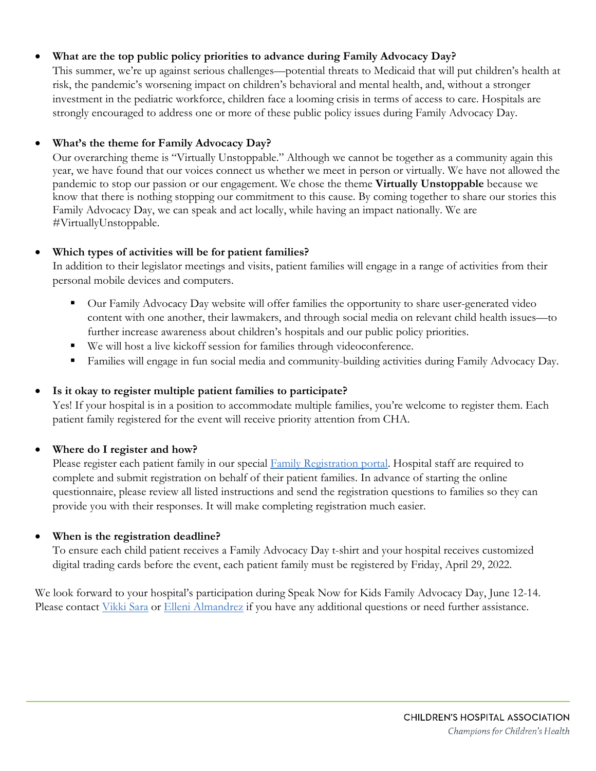- **What are the top public policy priorities to advance during Family Advocacy Day?**
  This summer, we're up against serious challenges—potential threats to Medicaid that will put children's health at risk, the pandemic's worsening impact on children's behavioral and mental health, and, without a stronger investment in the pediatric workforce, children face a looming crisis in terms of access to care. Hospitals are strongly encouraged to address one or more of these public policy issues during Family Advocacy Day.

- **What's the theme for Family Advocacy Day?**
  Our overarching theme is "Virtually Unstoppable." Although we cannot be together as a community again this year, we have found that our voices connect us whether we meet in person or virtually. We have not allowed the pandemic to stop our passion or our engagement. We chose the theme **Virtually Unstoppable** because we know that there is nothing stopping our commitment to this cause. By coming together to share our stories this Family Advocacy Day, we can speak and act locally, while having an impact nationally. We are #VirtuallyUnstoppable.

- **Which types of activities will be for patient families?**
  In addition to their legislator meetings and visits, patient families will engage in a range of activities from their personal mobile devices and computers.

  - Our Family Advocacy Day website will offer families the opportunity to share user-generated video content with one another, their lawmakers, and through social media on relevant child health issues—to further increase awareness about children's hospitals and our public policy priorities.
  - We will host a live kickoff session for families through videoconference.
  - Families will engage in fun social media and community-building activities during Family Advocacy Day.

- **Is it okay to register multiple patient families to participate?**
  Yes! If your hospital is in a position to accommodate multiple families, you're welcome to register them. Each patient family registered for the event will receive priority attention from CHA.

- **Where do I register and how?**
  Please register each patient family in our special Family Registration portal. Hospital staff are required to complete and submit registration on behalf of their patient families. In advance of starting the online questionnaire, please review all listed instructions and send the registration questions to families so they can provide you with their responses. It will make completing registration much easier.

- **When is the registration deadline?**
  To ensure each child patient receives a Family Advocacy Day t-shirt and your hospital receives customized digital trading cards before the event, each patient family must be registered by Friday, April 29, 2022.

We look forward to your hospital's participation during Speak Now for Kids Family Advocacy Day, June 12-14. Please contact Vikki Sara or Elleni Almandrez if you have any additional questions or need further assistance.

CHILDREN'S HOSPITAL ASSOCIATION
*Champions for Children's Health*